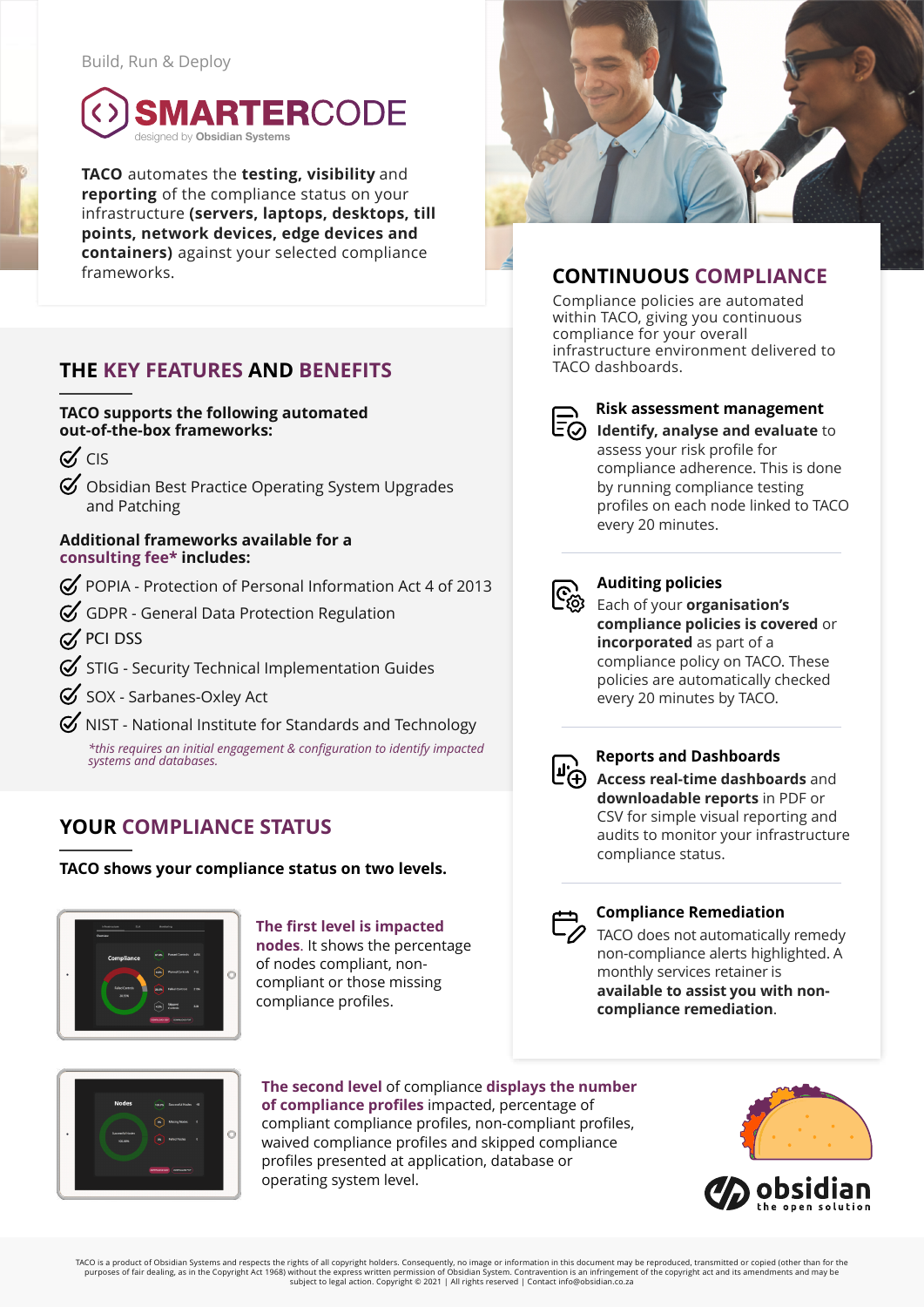Build, Run & Deploy

**SMARTERCODE**
designed by **Obsidian Systems**

**TACO** automates the **testing, visibility** and **reporting** of the compliance status on your infrastructure **(servers, laptops, desktops, till points, network devices, edge devices and containers)** against your selected compliance frameworks.

## THE KEY FEATURES AND BENEFITS

**TACO supports the following automated out-of-the-box frameworks:**

- CIS
- Obsidian Best Practice Operating System Upgrades and Patching

**Additional frameworks available for a consulting fee* includes:**

- POPIA - Protection of Personal Information Act 4 of 2013
- GDPR - General Data Protection Regulation
- PCI DSS
- STIG - Security Technical Implementation Guides
- SOX - Sarbanes-Oxley Act
- NIST - National Institute for Standards and Technology

*\*this requires an initial engagement & configuration to identify impacted systems and databases.*

## YOUR COMPLIANCE STATUS

**TACO shows your compliance status on two levels.**

**The first level is impacted nodes**. It shows the percentage of nodes compliant, non-compliant or those missing compliance profiles.

**The second level** of compliance **displays the number of compliance profiles** impacted, percentage of compliant compliance profiles, non-compliant profiles, waived compliance profiles and skipped compliance profiles presented at application, database or operating system level.

## CONTINUOUS COMPLIANCE

Compliance policies are automated within TACO, giving you continuous compliance for your overall infrastructure environment delivered to TACO dashboards.

### Risk assessment management

**Identify, analyse and evaluate** to assess your risk profile for compliance adherence. This is done by running compliance testing profiles on each node linked to TACO every 20 minutes.

### Auditing policies

Each of your **organisation's compliance policies is covered** or **incorporated** as part of a compliance policy on TACO. These policies are automatically checked every 20 minutes by TACO.

### Reports and Dashboards

**Access real-time dashboards** and **downloadable reports** in PDF or CSV for simple visual reporting and audits to monitor your infrastructure compliance status.

### Compliance Remediation

TACO does not automatically remedy non-compliance alerts highlighted. A monthly services retainer is **available to assist you with non-compliance remediation**.

obsidian
the open solution

TACO is a product of Obsidian Systems and respects the rights of all copyright holders. Consequently, no image or information in this document may be reproduced, transmitted or copied (other than for the purposes of fair dealing, as in the Copyright Act 1968) without the express written permission of Obsidian System. Contravention is an infringement of the copyright act and its amendments and may be subject to legal action. Copyright © 2021 | All rights reserved | Contact info@obsidian.co.za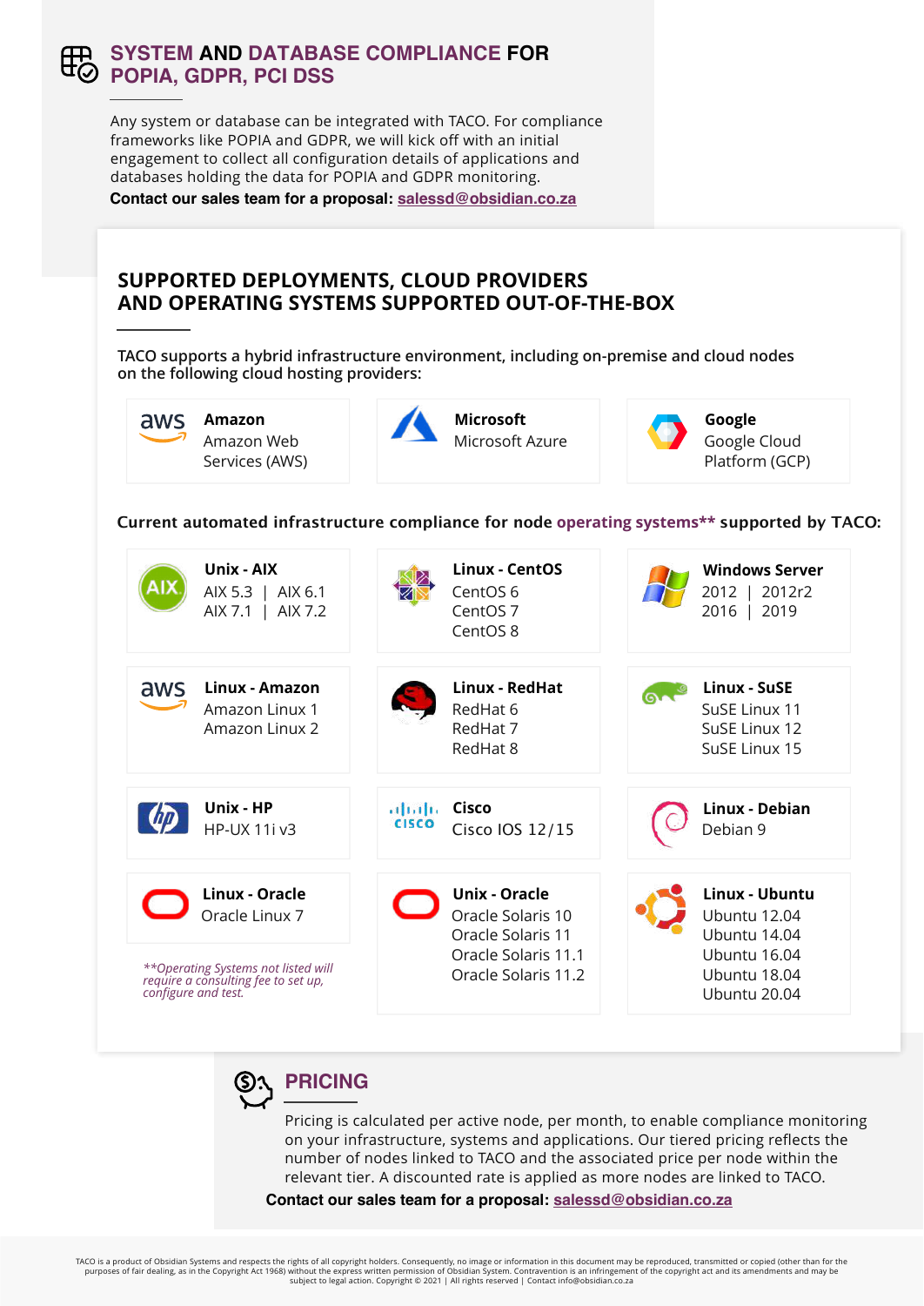## SYSTEM AND DATABASE COMPLIANCE FOR POPIA, GDPR, PCI DSS

Any system or database can be integrated with TACO. For compliance frameworks like POPIA and GDPR, we will kick off with an initial engagement to collect all configuration details of applications and databases holding the data for POPIA and GDPR monitoring.

**Contact our sales team for a proposal: salessd@obsidian.co.za**

## SUPPORTED DEPLOYMENTS, CLOUD PROVIDERS AND OPERATING SYSTEMS SUPPORTED OUT-OF-THE-BOX

TACO supports a hybrid infrastructure environment, including on-premise and cloud nodes on the following cloud hosting providers:

**Amazon**
Amazon Web Services (AWS)

**Microsoft**
Microsoft Azure

**Google**
Google Cloud Platform (GCP)

**Current automated infrastructure compliance for node operating systems** supported by TACO:**

**Unix - AIX**
AIX 5.3 | AIX 6.1
AIX 7.1 | AIX 7.2

**Linux - CentOS**
CentOS 6
CentOS 7
CentOS 8

**Windows Server**
2012 | 2012r2
2016 | 2019

**Linux - Amazon**
Amazon Linux 1
Amazon Linux 2

**Linux - RedHat**
RedHat 6
RedHat 7
RedHat 8

**Linux - SuSE**
SuSE Linux 11
SuSE Linux 12
SuSE Linux 15

**Unix - HP**
HP-UX 11i v3

**Cisco**
Cisco IOS 12/15

**Linux - Debian**
Debian 9

**Linux - Oracle**
Oracle Linux 7

**Unix - Oracle**
Oracle Solaris 10
Oracle Solaris 11
Oracle Solaris 11.1
Oracle Solaris 11.2

**Linux - Ubuntu**
Ubuntu 12.04
Ubuntu 14.04
Ubuntu 16.04
Ubuntu 18.04
Ubuntu 20.04

*\*\*Operating Systems not listed will require a consulting fee to set up, configure and test.*

## PRICING

Pricing is calculated per active node, per month, to enable compliance monitoring on your infrastructure, systems and applications. Our tiered pricing reflects the number of nodes linked to TACO and the associated price per node within the relevant tier. A discounted rate is applied as more nodes are linked to TACO.

**Contact our sales team for a proposal: salessd@obsidian.co.za**

TACO is a product of Obsidian Systems and respects the rights of all copyright holders. Consequently, no image or information in this document may be reproduced, transmitted or copied (other than for the purposes of fair dealing, as in the Copyright Act 1968) without the express written permission of Obsidian System. Contravention is an infringement of the copyright act and its amendments and may be subject to legal action. Copyright © 2021 | All rights reserved | Contact info@obsidian.co.za